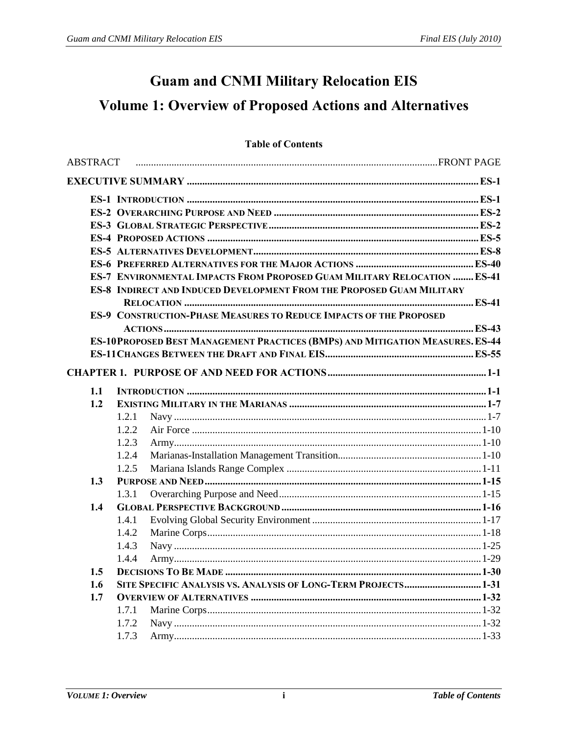# Guam and CNMI Military Relocation EIS

# Volume 1: Overview of Proposed Actions and Alternatives

**Table of Contents**

ABSTRACT ..... FRONT PAGE

**EXECUTIVE SUMMARY ..... ES-1**

- **ES-1 INTRODUCTION ..... ES-1**
- **ES-2 OVERARCHING PURPOSE AND NEED ..... ES-2**
- **ES-3 GLOBAL STRATEGIC PERSPECTIVE ..... ES-2**
- **ES-4 PROPOSED ACTIONS ..... ES-5**
- **ES-5 ALTERNATIVES DEVELOPMENT ..... ES-8**
- **ES-6 PREFERRED ALTERNATIVES FOR THE MAJOR ACTIONS ..... ES-40**
- **ES-7 ENVIRONMENTAL IMPACTS FROM PROPOSED GUAM MILITARY RELOCATION ..... ES-41**
- **ES-8 INDIRECT AND INDUCED DEVELOPMENT FROM THE PROPOSED GUAM MILITARY RELOCATION ..... ES-41**
- **ES-9 CONSTRUCTION-PHASE MEASURES TO REDUCE IMPACTS OF THE PROPOSED ACTIONS ..... ES-43**
- **ES-10 PROPOSED BEST MANAGEMENT PRACTICES (BMPS) AND MITIGATION MEASURES. ES-44**
- **ES-11 CHANGES BETWEEN THE DRAFT AND FINAL EIS ..... ES-55**

**CHAPTER 1. PURPOSE OF AND NEED FOR ACTIONS ..... 1-1**

- **1.1 INTRODUCTION ..... 1-1**
- **1.2 EXISTING MILITARY IN THE MARIANAS ..... 1-7**
  - 1.2.1 Navy ..... 1-7
  - 1.2.2 Air Force ..... 1-10
  - 1.2.3 Army ..... 1-10
  - 1.2.4 Marianas-Installation Management Transition ..... 1-10
  - 1.2.5 Mariana Islands Range Complex ..... 1-11
- **1.3 PURPOSE AND NEED ..... 1-15**
  - 1.3.1 Overarching Purpose and Need ..... 1-15
- **1.4 GLOBAL PERSPECTIVE BACKGROUND ..... 1-16**
  - 1.4.1 Evolving Global Security Environment ..... 1-17
  - 1.4.2 Marine Corps ..... 1-18
  - 1.4.3 Navy ..... 1-25
  - 1.4.4 Army ..... 1-29
- **1.5 DECISIONS TO BE MADE ..... 1-30**
- **1.6 SITE SPECIFIC ANALYSIS VS. ANALYSIS OF LONG-TERM PROJECTS ..... 1-31**
- **1.7 OVERVIEW OF ALTERNATIVES ..... 1-32**
  - 1.7.1 Marine Corps ..... 1-32
  - 1.7.2 Navy ..... 1-32
  - 1.7.3 Army ..... 1-33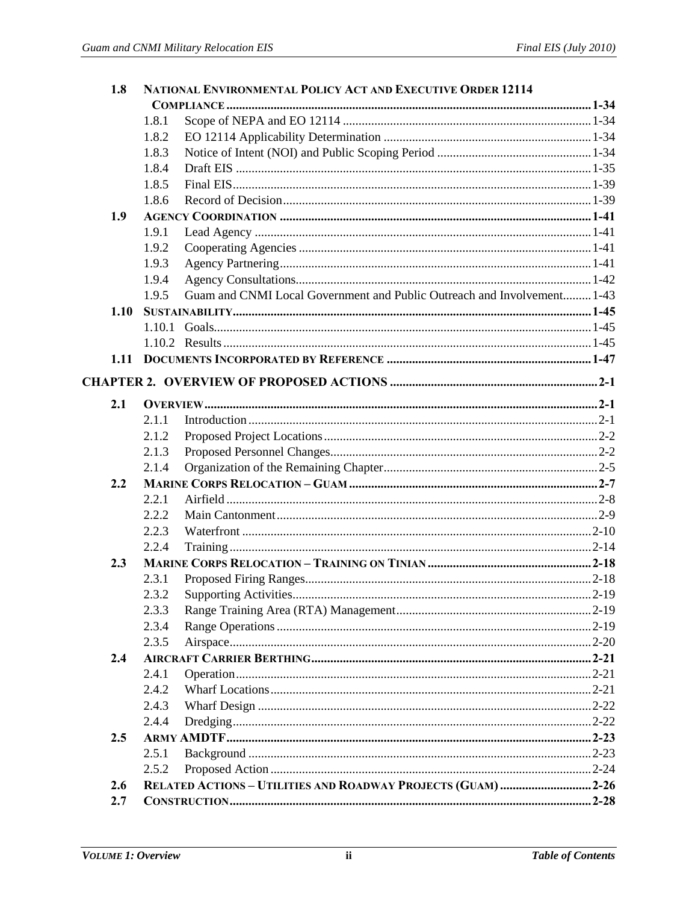| | | | |
|---|---|---|---|
| **1.8** | **NATIONAL ENVIRONMENTAL POLICY ACT AND EXECUTIVE ORDER 12114 COMPLIANCE** | | **1-34** |
| | 1.8.1 | Scope of NEPA and EO 12114 | 1-34 |
| | 1.8.2 | EO 12114 Applicability Determination | 1-34 |
| | 1.8.3 | Notice of Intent (NOI) and Public Scoping Period | 1-34 |
| | 1.8.4 | Draft EIS | 1-35 |
| | 1.8.5 | Final EIS | 1-39 |
| | 1.8.6 | Record of Decision | 1-39 |
| **1.9** | **AGENCY COORDINATION** | | **1-41** |
| | 1.9.1 | Lead Agency | 1-41 |
| | 1.9.2 | Cooperating Agencies | 1-41 |
| | 1.9.3 | Agency Partnering | 1-41 |
| | 1.9.4 | Agency Consultations | 1-42 |
| | 1.9.5 | Guam and CNMI Local Government and Public Outreach and Involvement | 1-43 |
| **1.10** | **SUSTAINABILITY** | | **1-45** |
| | 1.10.1 | Goals | 1-45 |
| | 1.10.2 | Results | 1-45 |
| **1.11** | **DOCUMENTS INCORPORATED BY REFERENCE** | | **1-47** |
| **CHAPTER 2.** | **OVERVIEW OF PROPOSED ACTIONS** | | **2-1** |
| **2.1** | **OVERVIEW** | | **2-1** |
| | 2.1.1 | Introduction | 2-1 |
| | 2.1.2 | Proposed Project Locations | 2-2 |
| | 2.1.3 | Proposed Personnel Changes | 2-2 |
| | 2.1.4 | Organization of the Remaining Chapter | 2-5 |
| **2.2** | **MARINE CORPS RELOCATION – GUAM** | | **2-7** |
| | 2.2.1 | Airfield | 2-8 |
| | 2.2.2 | Main Cantonment | 2-9 |
| | 2.2.3 | Waterfront | 2-10 |
| | 2.2.4 | Training | 2-14 |
| **2.3** | **MARINE CORPS RELOCATION – TRAINING ON TINIAN** | | **2-18** |
| | 2.3.1 | Proposed Firing Ranges | 2-18 |
| | 2.3.2 | Supporting Activities | 2-19 |
| | 2.3.3 | Range Training Area (RTA) Management | 2-19 |
| | 2.3.4 | Range Operations | 2-19 |
| | 2.3.5 | Airspace | 2-20 |
| **2.4** | **AIRCRAFT CARRIER BERTHING** | | **2-21** |
| | 2.4.1 | Operation | 2-21 |
| | 2.4.2 | Wharf Locations | 2-21 |
| | 2.4.3 | Wharf Design | 2-22 |
| | 2.4.4 | Dredging | 2-22 |
| **2.5** | **ARMY AMDTF** | | **2-23** |
| | 2.5.1 | Background | 2-23 |
| | 2.5.2 | Proposed Action | 2-24 |
| **2.6** | **RELATED ACTIONS – UTILITIES AND ROADWAY PROJECTS (GUAM)** | | **2-26** |
| **2.7** | **CONSTRUCTION** | | **2-28** |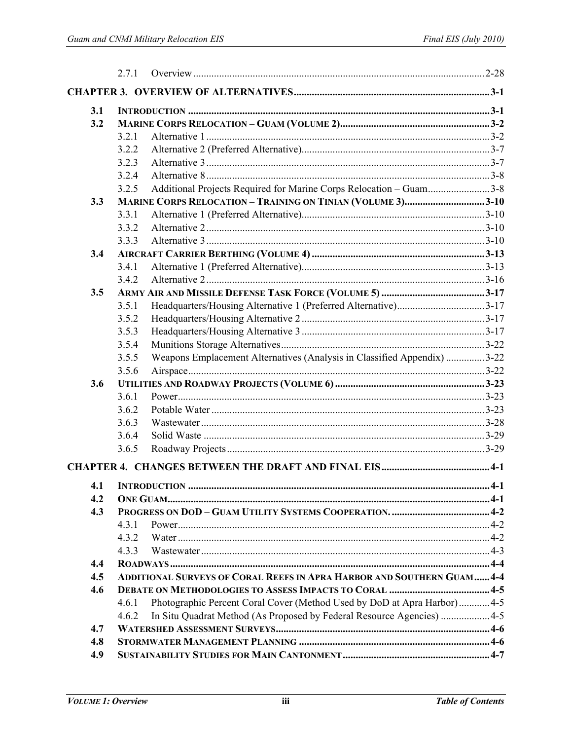| | | | |
|---|---|---|---|
| | 2.7.1 | Overview | 2-28 |
| **CHAPTER 3. OVERVIEW OF ALTERNATIVES** | | | **3-1** |
| **3.1** | **INTRODUCTION** | | **3-1** |
| **3.2** | **MARINE CORPS RELOCATION – GUAM (VOLUME 2)** | | **3-2** |
| | 3.2.1 | Alternative 1 | 3-2 |
| | 3.2.2 | Alternative 2 (Preferred Alternative) | 3-7 |
| | 3.2.3 | Alternative 3 | 3-7 |
| | 3.2.4 | Alternative 8 | 3-8 |
| | 3.2.5 | Additional Projects Required for Marine Corps Relocation – Guam | 3-8 |
| **3.3** | **MARINE CORPS RELOCATION – TRAINING ON TINIAN (VOLUME 3)** | | **3-10** |
| | 3.3.1 | Alternative 1 (Preferred Alternative) | 3-10 |
| | 3.3.2 | Alternative 2 | 3-10 |
| | 3.3.3 | Alternative 3 | 3-10 |
| **3.4** | **AIRCRAFT CARRIER BERTHING (VOLUME 4)** | | **3-13** |
| | 3.4.1 | Alternative 1 (Preferred Alternative) | 3-13 |
| | 3.4.2 | Alternative 2 | 3-16 |
| **3.5** | **ARMY AIR AND MISSILE DEFENSE TASK FORCE (VOLUME 5)** | | **3-17** |
| | 3.5.1 | Headquarters/Housing Alternative 1 (Preferred Alternative) | 3-17 |
| | 3.5.2 | Headquarters/Housing Alternative 2 | 3-17 |
| | 3.5.3 | Headquarters/Housing Alternative 3 | 3-17 |
| | 3.5.4 | Munitions Storage Alternatives | 3-22 |
| | 3.5.5 | Weapons Emplacement Alternatives (Analysis in Classified Appendix) | 3-22 |
| | 3.5.6 | Airspace | 3-22 |
| **3.6** | **UTILITIES AND ROADWAY PROJECTS (VOLUME 6)** | | **3-23** |
| | 3.6.1 | Power | 3-23 |
| | 3.6.2 | Potable Water | 3-23 |
| | 3.6.3 | Wastewater | 3-28 |
| | 3.6.4 | Solid Waste | 3-29 |
| | 3.6.5 | Roadway Projects | 3-29 |
| **CHAPTER 4. CHANGES BETWEEN THE DRAFT AND FINAL EIS** | | | **4-1** |
| **4.1** | **INTRODUCTION** | | **4-1** |
| **4.2** | **ONE GUAM** | | **4-1** |
| **4.3** | **PROGRESS ON DOD – GUAM UTILITY SYSTEMS COOPERATION.** | | **4-2** |
| | 4.3.1 | Power | 4-2 |
| | 4.3.2 | Water | 4-2 |
| | 4.3.3 | Wastewater | 4-3 |
| **4.4** | **ROADWAYS** | | **4-4** |
| **4.5** | **ADDITIONAL SURVEYS OF CORAL REEFS IN APRA HARBOR AND SOUTHERN GUAM** | | **4-4** |
| **4.6** | **DEBATE ON METHODOLOGIES TO ASSESS IMPACTS TO CORAL** | | **4-5** |
| | 4.6.1 | Photographic Percent Coral Cover (Method Used by DoD at Apra Harbor) | 4-5 |
| | 4.6.2 | In Situ Quadrat Method (As Proposed by Federal Resource Agencies) | 4-5 |
| **4.7** | **WATERSHED ASSESSMENT SURVEYS** | | **4-6** |
| **4.8** | **STORMWATER MANAGEMENT PLANNING** | | **4-6** |
| **4.9** | **SUSTAINABILITY STUDIES FOR MAIN CANTONMENT** | | **4-7** |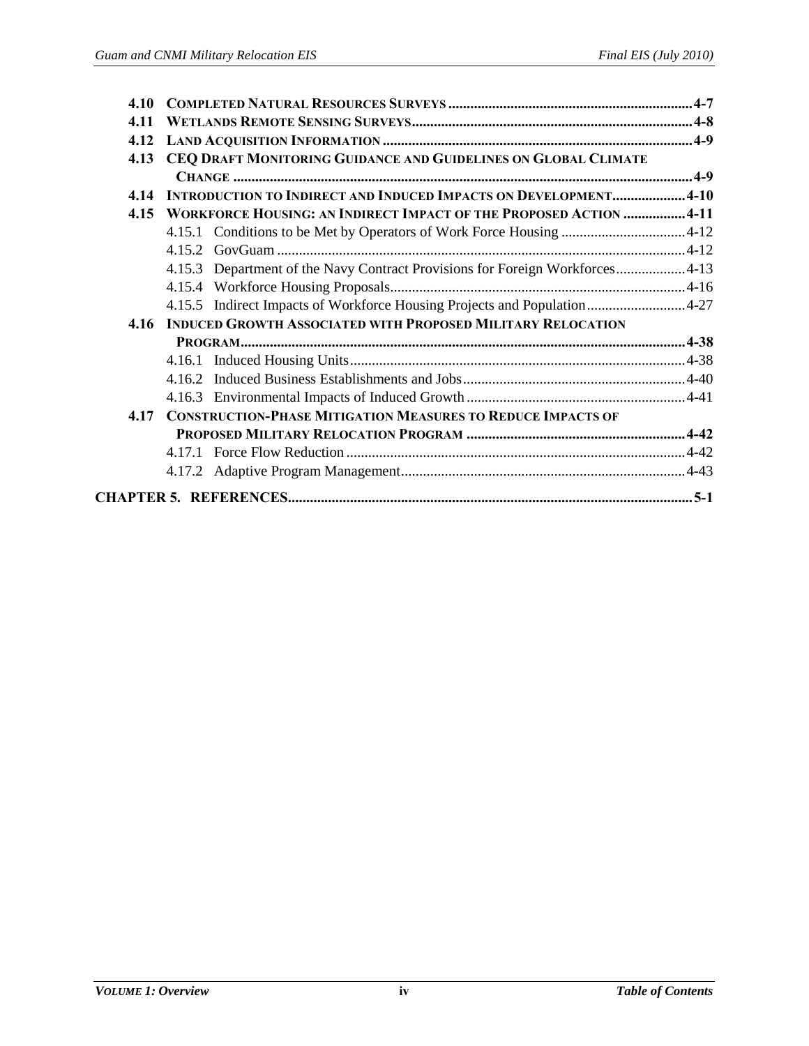**4.10 COMPLETED NATURAL RESOURCES SURVEYS** ..... 4-7

**4.11 WETLANDS REMOTE SENSING SURVEYS** ..... 4-8

**4.12 LAND ACQUISITION INFORMATION** ..... 4-9

**4.13 CEQ DRAFT MONITORING GUIDANCE AND GUIDELINES ON GLOBAL CLIMATE CHANGE** ..... 4-9

**4.14 INTRODUCTION TO INDIRECT AND INDUCED IMPACTS ON DEVELOPMENT** ..... 4-10

**4.15 WORKFORCE HOUSING: AN INDIRECT IMPACT OF THE PROPOSED ACTION** ..... 4-11

- 4.15.1 Conditions to be Met by Operators of Work Force Housing ..... 4-12
- 4.15.2 GovGuam ..... 4-12
- 4.15.3 Department of the Navy Contract Provisions for Foreign Workforces ..... 4-13
- 4.15.4 Workforce Housing Proposals ..... 4-16
- 4.15.5 Indirect Impacts of Workforce Housing Projects and Population ..... 4-27

**4.16 INDUCED GROWTH ASSOCIATED WITH PROPOSED MILITARY RELOCATION PROGRAM** ..... 4-38

- 4.16.1 Induced Housing Units ..... 4-38
- 4.16.2 Induced Business Establishments and Jobs ..... 4-40
- 4.16.3 Environmental Impacts of Induced Growth ..... 4-41

**4.17 CONSTRUCTION-PHASE MITIGATION MEASURES TO REDUCE IMPACTS OF PROPOSED MILITARY RELOCATION PROGRAM** ..... 4-42

- 4.17.1 Force Flow Reduction ..... 4-42
- 4.17.2 Adaptive Program Management ..... 4-43

**CHAPTER 5. REFERENCES** ..... 5-1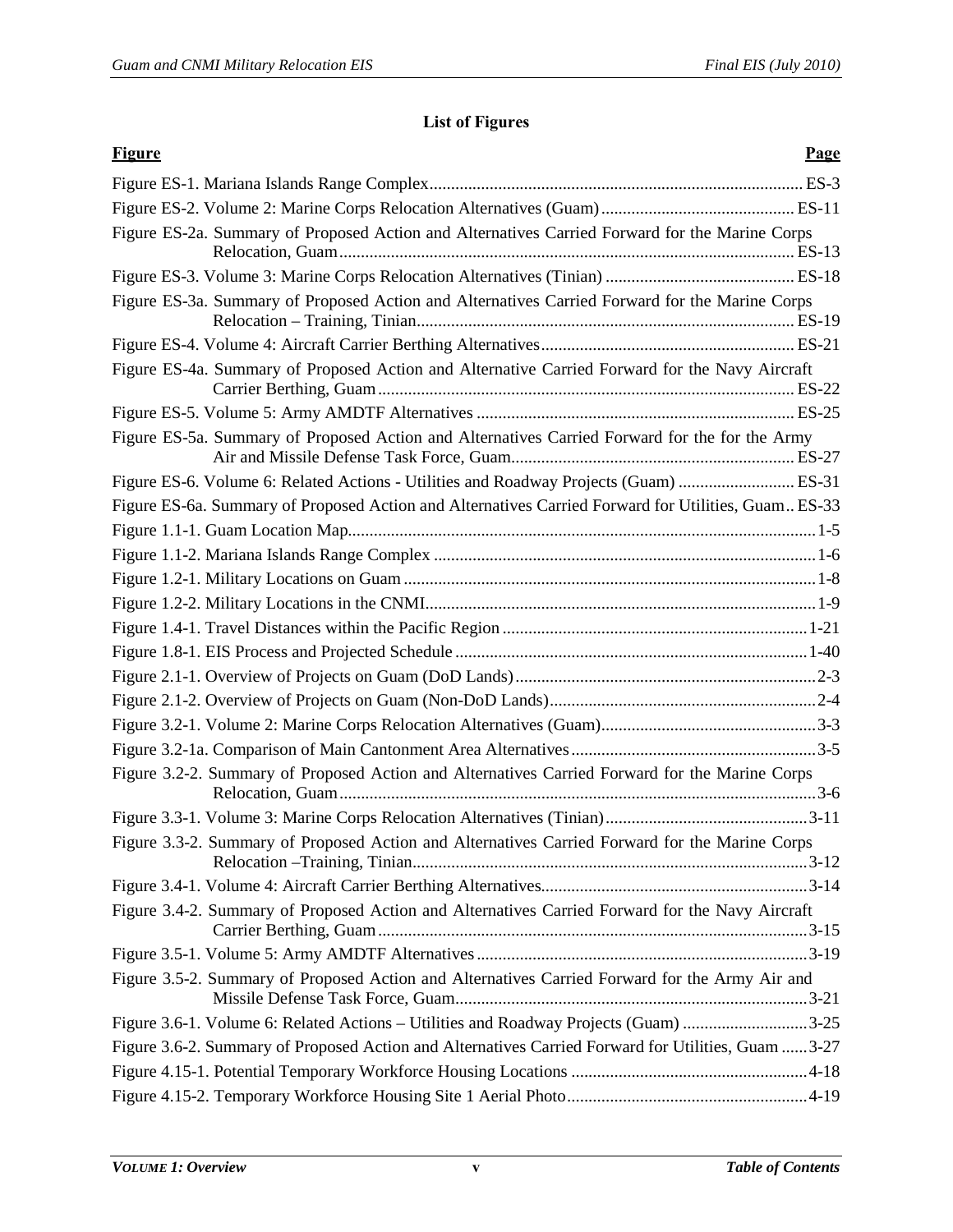## List of Figures

| Figure | Page |
| --- | --- |
| Figure ES-1. Mariana Islands Range Complex | ES-3 |
| Figure ES-2. Volume 2: Marine Corps Relocation Alternatives (Guam) | ES-11 |
| Figure ES-2a. Summary of Proposed Action and Alternatives Carried Forward for the Marine Corps Relocation, Guam | ES-13 |
| Figure ES-3. Volume 3: Marine Corps Relocation Alternatives (Tinian) | ES-18 |
| Figure ES-3a. Summary of Proposed Action and Alternatives Carried Forward for the Marine Corps Relocation – Training, Tinian | ES-19 |
| Figure ES-4. Volume 4: Aircraft Carrier Berthing Alternatives | ES-21 |
| Figure ES-4a. Summary of Proposed Action and Alternative Carried Forward for the Navy Aircraft Carrier Berthing, Guam | ES-22 |
| Figure ES-5. Volume 5: Army AMDTF Alternatives | ES-25 |
| Figure ES-5a. Summary of Proposed Action and Alternatives Carried Forward for the for the Army Air and Missile Defense Task Force, Guam | ES-27 |
| Figure ES-6. Volume 6: Related Actions - Utilities and Roadway Projects (Guam) | ES-31 |
| Figure ES-6a. Summary of Proposed Action and Alternatives Carried Forward for Utilities, Guam | ES-33 |
| Figure 1.1-1. Guam Location Map | 1-5 |
| Figure 1.1-2. Mariana Islands Range Complex | 1-6 |
| Figure 1.2-1. Military Locations on Guam | 1-8 |
| Figure 1.2-2. Military Locations in the CNMI | 1-9 |
| Figure 1.4-1. Travel Distances within the Pacific Region | 1-21 |
| Figure 1.8-1. EIS Process and Projected Schedule | 1-40 |
| Figure 2.1-1. Overview of Projects on Guam (DoD Lands) | 2-3 |
| Figure 2.1-2. Overview of Projects on Guam (Non-DoD Lands) | 2-4 |
| Figure 3.2-1. Volume 2: Marine Corps Relocation Alternatives (Guam) | 3-3 |
| Figure 3.2-1a. Comparison of Main Cantonment Area Alternatives | 3-5 |
| Figure 3.2-2. Summary of Proposed Action and Alternatives Carried Forward for the Marine Corps Relocation, Guam | 3-6 |
| Figure 3.3-1. Volume 3: Marine Corps Relocation Alternatives (Tinian) | 3-11 |
| Figure 3.3-2. Summary of Proposed Action and Alternatives Carried Forward for the Marine Corps Relocation –Training, Tinian | 3-12 |
| Figure 3.4-1. Volume 4: Aircraft Carrier Berthing Alternatives | 3-14 |
| Figure 3.4-2. Summary of Proposed Action and Alternatives Carried Forward for the Navy Aircraft Carrier Berthing, Guam | 3-15 |
| Figure 3.5-1. Volume 5: Army AMDTF Alternatives | 3-19 |
| Figure 3.5-2. Summary of Proposed Action and Alternatives Carried Forward for the Army Air and Missile Defense Task Force, Guam | 3-21 |
| Figure 3.6-1. Volume 6: Related Actions – Utilities and Roadway Projects (Guam) | 3-25 |
| Figure 3.6-2. Summary of Proposed Action and Alternatives Carried Forward for Utilities, Guam | 3-27 |
| Figure 4.15-1. Potential Temporary Workforce Housing Locations | 4-18 |
| Figure 4.15-2. Temporary Workforce Housing Site 1 Aerial Photo | 4-19 |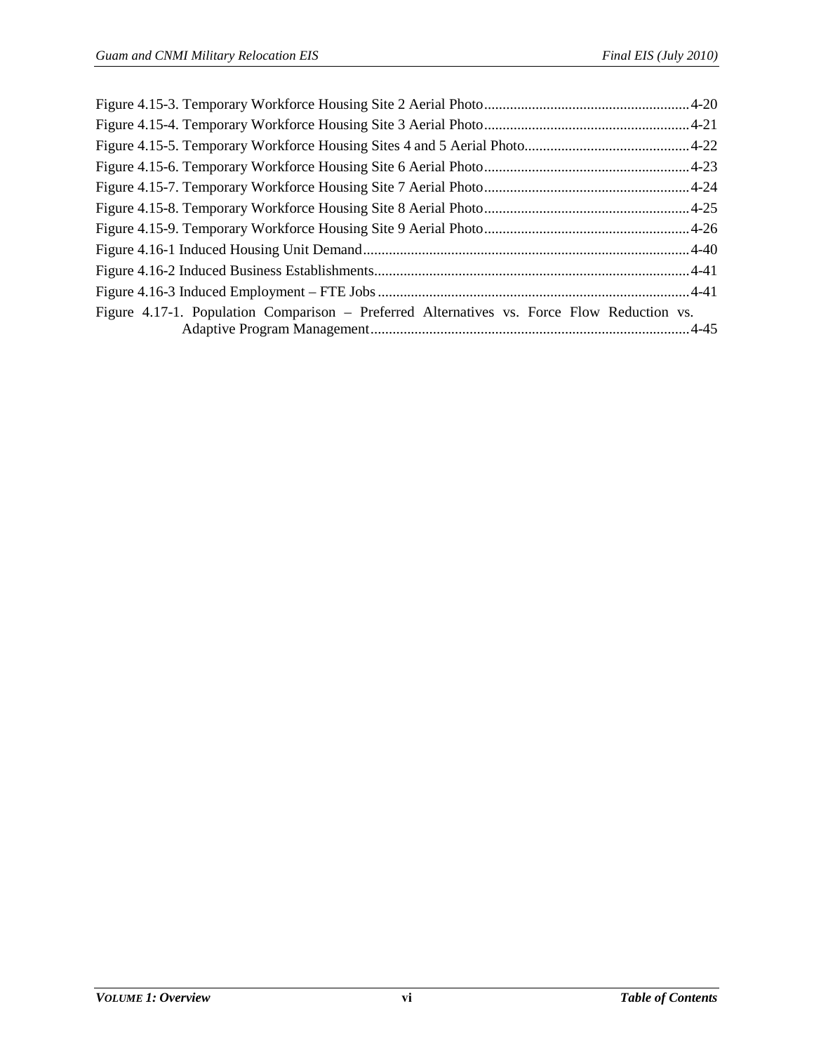Figure 4.15-3. Temporary Workforce Housing Site 2 Aerial Photo........................................................4-20
Figure 4.15-4. Temporary Workforce Housing Site 3 Aerial Photo........................................................4-21
Figure 4.15-5. Temporary Workforce Housing Sites 4 and 5 Aerial Photo.............................................4-22
Figure 4.15-6. Temporary Workforce Housing Site 6 Aerial Photo........................................................4-23
Figure 4.15-7. Temporary Workforce Housing Site 7 Aerial Photo........................................................4-24
Figure 4.15-8. Temporary Workforce Housing Site 8 Aerial Photo........................................................4-25
Figure 4.15-9. Temporary Workforce Housing Site 9 Aerial Photo........................................................4-26
Figure 4.16-1 Induced Housing Unit Demand.........................................................................................4-40
Figure 4.16-2 Induced Business Establishments......................................................................................4-41
Figure 4.16-3 Induced Employment – FTE Jobs.....................................................................................4-41
Figure 4.17-1. Population Comparison – Preferred Alternatives vs. Force Flow Reduction vs. Adaptive Program Management.......................................................................................4-45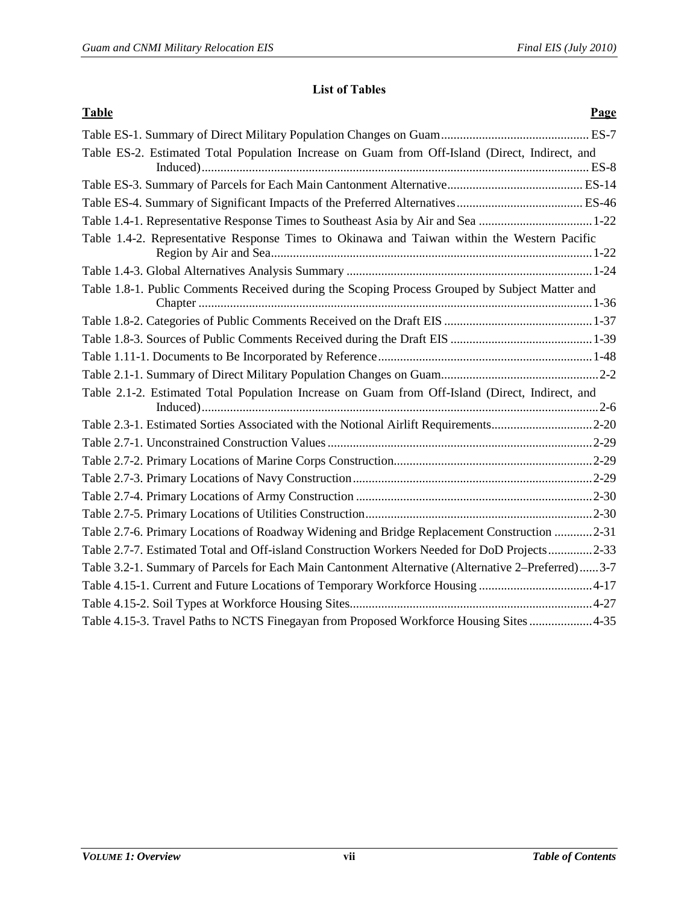## List of Tables

| Table | Page |
|---|---|
| Table ES-1. Summary of Direct Military Population Changes on Guam | ES-7 |
| Table ES-2. Estimated Total Population Increase on Guam from Off-Island (Direct, Indirect, and Induced) | ES-8 |
| Table ES-3. Summary of Parcels for Each Main Cantonment Alternative | ES-14 |
| Table ES-4. Summary of Significant Impacts of the Preferred Alternatives | ES-46 |
| Table 1.4-1. Representative Response Times to Southeast Asia by Air and Sea | 1-22 |
| Table 1.4-2. Representative Response Times to Okinawa and Taiwan within the Western Pacific Region by Air and Sea | 1-22 |
| Table 1.4-3. Global Alternatives Analysis Summary | 1-24 |
| Table 1.8-1. Public Comments Received during the Scoping Process Grouped by Subject Matter and Chapter | 1-36 |
| Table 1.8-2. Categories of Public Comments Received on the Draft EIS | 1-37 |
| Table 1.8-3. Sources of Public Comments Received during the Draft EIS | 1-39 |
| Table 1.11-1. Documents to Be Incorporated by Reference | 1-48 |
| Table 2.1-1. Summary of Direct Military Population Changes on Guam | 2-2 |
| Table 2.1-2. Estimated Total Population Increase on Guam from Off-Island (Direct, Indirect, and Induced) | 2-6 |
| Table 2.3-1. Estimated Sorties Associated with the Notional Airlift Requirements | 2-20 |
| Table 2.7-1. Unconstrained Construction Values | 2-29 |
| Table 2.7-2. Primary Locations of Marine Corps Construction | 2-29 |
| Table 2.7-3. Primary Locations of Navy Construction | 2-29 |
| Table 2.7-4. Primary Locations of Army Construction | 2-30 |
| Table 2.7-5. Primary Locations of Utilities Construction | 2-30 |
| Table 2.7-6. Primary Locations of Roadway Widening and Bridge Replacement Construction | 2-31 |
| Table 2.7-7. Estimated Total and Off-island Construction Workers Needed for DoD Projects | 2-33 |
| Table 3.2-1. Summary of Parcels for Each Main Cantonment Alternative (Alternative 2–Preferred) | 3-7 |
| Table 4.15-1. Current and Future Locations of Temporary Workforce Housing | 4-17 |
| Table 4.15-2. Soil Types at Workforce Housing Sites | 4-27 |
| Table 4.15-3. Travel Paths to NCTS Finegayan from Proposed Workforce Housing Sites | 4-35 |